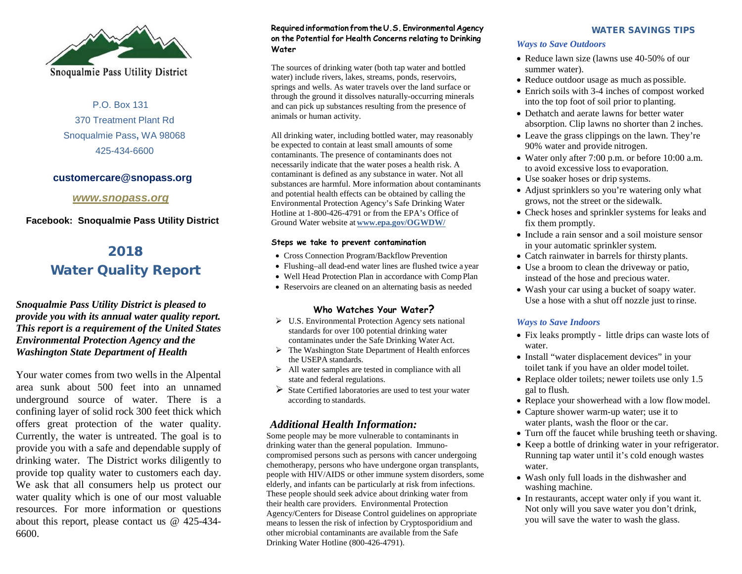Snoqualmie Pass Utility District

P.O. Box 131
370 Treatment Plant Rd
Snoqualmie Pass, WA 98068
425-434-6600

**customercare@snopass.org**

***www.snopass.org***

**Facebook: Snoqualmie Pass Utility District**

# 2018 Water Quality Report

***Snoqualmie Pass Utility District is pleased to provide you with its annual water quality report. This report is a requirement of the United States Environmental Protection Agency and the Washington State Department of Health***

Your water comes from two wells in the Alpental area sunk about 500 feet into an unnamed underground source of water. There is a confining layer of solid rock 300 feet thick which offers great protection of the water quality. Currently, the water is untreated. The goal is to provide you with a safe and dependable supply of drinking water. The District works diligently to provide top quality water to customers each day. We ask that all consumers help us protect our water quality which is one of our most valuable resources. For more information or questions about this report, please contact us @ 425-434-6600.

**Required information from the U.S. Environmental Agency on the Potential for Health Concerns relating to Drinking Water**

The sources of drinking water (both tap water and bottled water) include rivers, lakes, streams, ponds, reservoirs, springs and wells. As water travels over the land surface or through the ground it dissolves naturally-occurring minerals and can pick up substances resulting from the presence of animals or human activity.

All drinking water, including bottled water, may reasonably be expected to contain at least small amounts of some contaminants. The presence of contaminants does not necessarily indicate that the water poses a health risk. A contaminant is defined as any substance in water. Not all substances are harmful. More information about contaminants and potential health effects can be obtained by calling the Environmental Protection Agency's Safe Drinking Water Hotline at 1-800-426-4791 or from the EPA's Office of Ground Water website at **www.epa.gov/OGWDW/**

**Steps we take to prevent contamination**

- Cross Connection Program/Backflow Prevention
- Flushing–all dead-end water lines are flushed twice a year
- Well Head Protection Plan in accordance with Comp Plan
- Reservoirs are cleaned on an alternating basis as needed

### Who Watches Your Water?

- U.S. Environmental Protection Agency sets national standards for over 100 potential drinking water contaminates under the Safe Drinking Water Act.
- The Washington State Department of Health enforces the USEPA standards.
- All water samples are tested in compliance with all state and federal regulations.
- State Certified laboratories are used to test your water according to standards.

### *Additional Health Information:*

Some people may be more vulnerable to contaminants in drinking water than the general population. Immuno-compromised persons such as persons with cancer undergoing chemotherapy, persons who have undergone organ transplants, people with HIV/AIDS or other immune system disorders, some elderly, and infants can be particularly at risk from infections. These people should seek advice about drinking water from their health care providers. Environmental Protection Agency/Centers for Disease Control guidelines on appropriate means to lessen the risk of infection by Cryptosporidium and other microbial contaminants are available from the Safe Drinking Water Hotline (800-426-4791).

## WATER SAVINGS TIPS

### *Ways to Save Outdoors*

- Reduce lawn size (lawns use 40-50% of our summer water).
- Reduce outdoor usage as much as possible.
- Enrich soils with 3-4 inches of compost worked into the top foot of soil prior to planting.
- Dethatch and aerate lawns for better water absorption. Clip lawns no shorter than 2 inches.
- Leave the grass clippings on the lawn. They're 90% water and provide nitrogen.
- Water only after 7:00 p.m. or before 10:00 a.m. to avoid excessive loss to evaporation.
- Use soaker hoses or drip systems.
- Adjust sprinklers so you're watering only what grows, not the street or the sidewalk.
- Check hoses and sprinkler systems for leaks and fix them promptly.
- Include a rain sensor and a soil moisture sensor in your automatic sprinkler system.
- Catch rainwater in barrels for thirsty plants.
- Use a broom to clean the driveway or patio, instead of the hose and precious water.
- Wash your car using a bucket of soapy water. Use a hose with a shut off nozzle just to rinse.

### *Ways to Save Indoors*

- Fix leaks promptly - little drips can waste lots of water.
- Install "water displacement devices" in your toilet tank if you have an older model toilet.
- Replace older toilets; newer toilets use only 1.5 gal to flush.
- Replace your showerhead with a low flow model.
- Capture shower warm-up water; use it to water plants, wash the floor or the car.
- Turn off the faucet while brushing teeth or shaving.
- Keep a bottle of drinking water in your refrigerator. Running tap water until it's cold enough wastes water.
- Wash only full loads in the dishwasher and washing machine.
- In restaurants, accept water only if you want it. Not only will you save water you don't drink, you will save the water to wash the glass.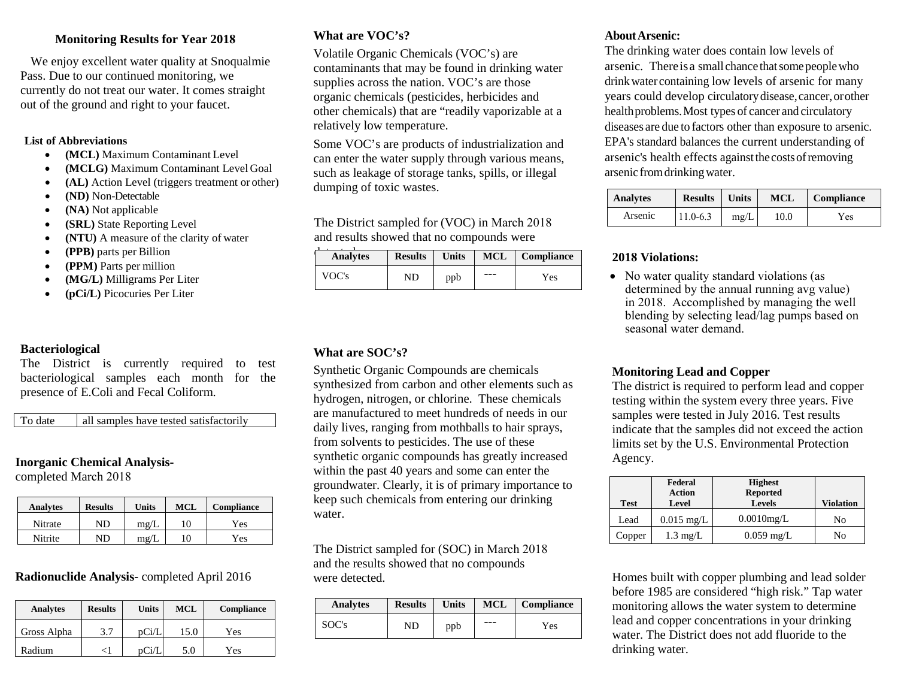### Monitoring Results for Year 2018

We enjoy excellent water quality at Snoqualmie Pass. Due to our continued monitoring, we currently do not treat our water. It comes straight out of the ground and right to your faucet.

**List of Abbreviations**

- **(MCL)** Maximum Contaminant Level
- **(MCLG)** Maximum Contaminant Level Goal
- **(AL)** Action Level (triggers treatment or other)
- **(ND)** Non-Detectable
- **(NA)** Not applicable
- **(SRL)** State Reporting Level
- **(NTU)** A measure of the clarity of water
- **(PPB)** parts per Billion
- **(PPM)** Parts per million
- **(MG/L)** Milligrams Per Liter
- **(pCi/L)** Picocuries Per Liter

**Bacteriological**

The District is currently required to test bacteriological samples each month for the presence of E.Coli and Fecal Coliform.

| | |
|---|---|
| To date | all samples have tested satisfactorily |

**Inorganic Chemical Analysis-** completed March 2018

| Analytes | Results | Units | MCL | Compliance |
|---|---|---|---|---|
| Nitrate | ND | mg/L | 10 | Yes |
| Nitrite | ND | mg/L | 10 | Yes |

**Radionuclide Analysis-** completed April 2016

| Analytes | Results | Units | MCL | Compliance |
|---|---|---|---|---|
| Gross Alpha | 3.7 | pCi/L | 15.0 | Yes |
| Radium | <1 | pCi/L | 5.0 | Yes |

**What are VOC's?**

Volatile Organic Chemicals (VOC's) are contaminants that may be found in drinking water supplies across the nation. VOC's are those organic chemicals (pesticides, herbicides and other chemicals) that are "readily vaporizable at a relatively low temperature.

Some VOC's are products of industrialization and can enter the water supply through various means, such as leakage of storage tanks, spills, or illegal dumping of toxic wastes.

The District sampled for (VOC) in March 2018 and results showed that no compounds were detected.

| Analytes | Results | Units | MCL | Compliance |
|---|---|---|---|---|
| VOC's | ND | ppb | --- | Yes |

**What are SOC's?**

Synthetic Organic Compounds are chemicals synthesized from carbon and other elements such as hydrogen, nitrogen, or chlorine. These chemicals are manufactured to meet hundreds of needs in our daily lives, ranging from mothballs to hair sprays, from solvents to pesticides. The use of these synthetic organic compounds has greatly increased within the past 40 years and some can enter the groundwater. Clearly, it is of primary importance to keep such chemicals from entering our drinking water.

The District sampled for (SOC) in March 2018 and the results showed that no compounds were detected.

| Analytes | Results | Units | MCL | Compliance |
|---|---|---|---|---|
| SOC's | ND | ppb | --- | Yes |

**About Arsenic:**

The drinking water does contain low levels of arsenic. There is a small chance that some people who drink water containing low levels of arsenic for many years could develop circulatory disease, cancer, or other health problems. Most types of cancer and circulatory diseases are due to factors other than exposure to arsenic. EPA's standard balances the current understanding of arsenic's health effects against the costs of removing arsenic from drinking water.

| Analytes | Results | Units | MCL | Compliance |
|---|---|---|---|---|
| Arsenic | 11.0-6.3 | mg/L | 10.0 | Yes |

**2018 Violations:**

- No water quality standard violations (as determined by the annual running avg value) in 2018. Accomplished by managing the well blending by selecting lead/lag pumps based on seasonal water demand.

**Monitoring Lead and Copper**

The district is required to perform lead and copper testing within the system every three years. Five samples were tested in July 2016. Test results indicate that the samples did not exceed the action limits set by the U.S. Environmental Protection Agency.

| Test | Federal Action Level | Highest Reported Levels | Violation |
|---|---|---|---|
| Lead | 0.015 mg/L | 0.0010mg/L | No |
| Copper | 1.3 mg/L | 0.059 mg/L | No |

Homes built with copper plumbing and lead solder before 1985 are considered "high risk." Tap water monitoring allows the water system to determine lead and copper concentrations in your drinking water. The District does not add fluoride to the drinking water.